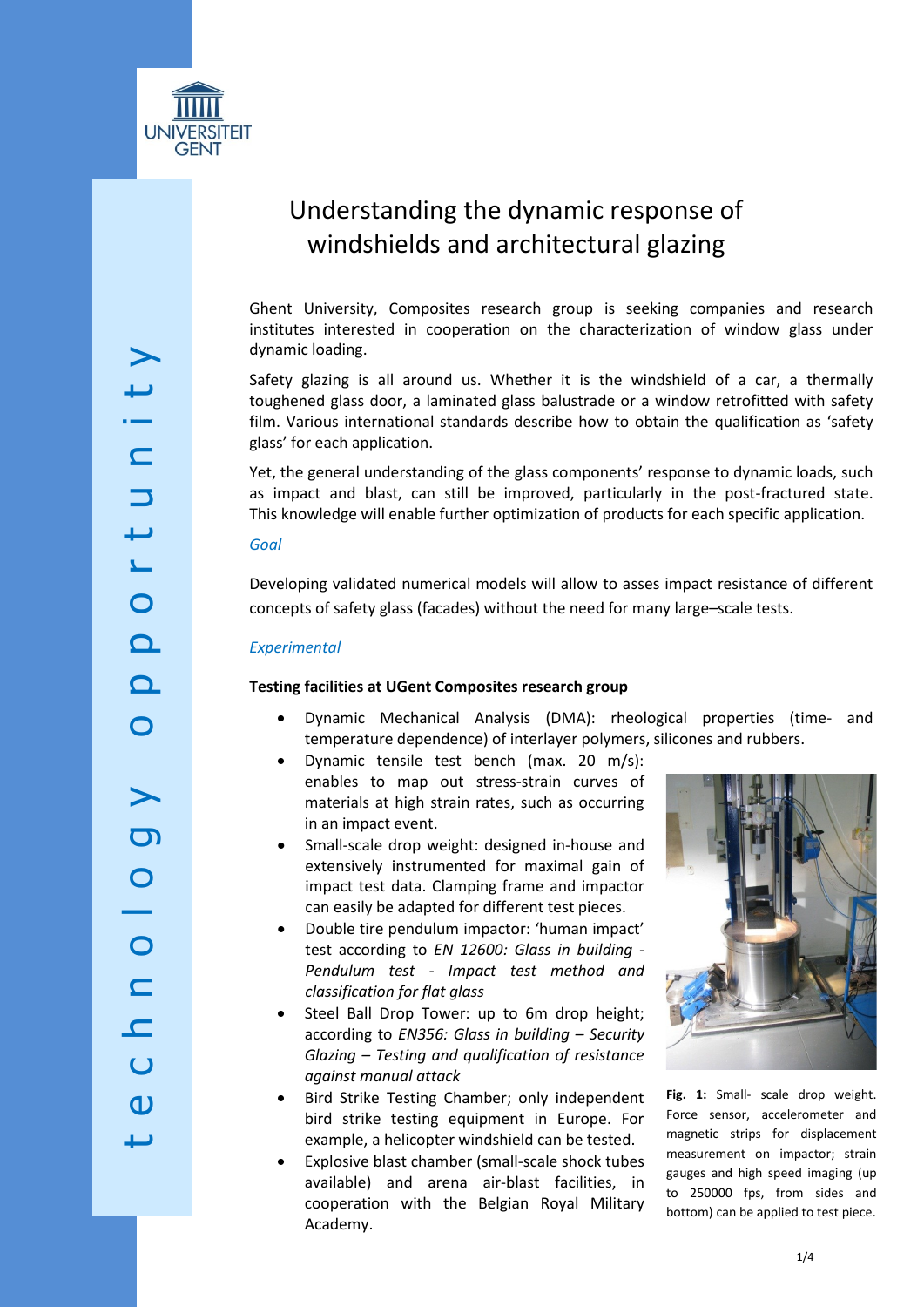# Understanding the dynamic response of windshields and architectural glazing

Ghent University, Composites research group is seeking companies and research institutes interested in cooperation on the characterization of window glass under dynamic loading.

Safety glazing is all around us. Whether it is the windshield of a car, a thermally toughened glass door, a laminated glass balustrade or a window retrofitted with safety film. Various international standards describe how to obtain the qualification as 'safety glass' for each application.

Yet, the general understanding of the glass components' response to dynamic loads, such as impact and blast, can still be improved, particularly in the post-fractured state. This knowledge will enable further optimization of products for each specific application.

*Goal*

Developing validated numerical models will allow to asses impact resistance of different concepts of safety glass (facades) without the need for many large–scale tests.

*Experimental*

**Testing facilities at UGent Composites research group**

- Dynamic Mechanical Analysis (DMA): rheological properties (time- and temperature dependence) of interlayer polymers, silicones and rubbers.
- Dynamic tensile test bench (max. 20 m/s): enables to map out stress-strain curves of materials at high strain rates, such as occurring in an impact event.
- Small-scale drop weight: designed in-house and extensively instrumented for maximal gain of impact test data. Clamping frame and impactor can easily be adapted for different test pieces.
- Double tire pendulum impactor: 'human impact' test according to *EN 12600: Glass in building - Pendulum test - Impact test method and classification for flat glass*
- Steel Ball Drop Tower: up to 6m drop height; according to *EN356: Glass in building – Security Glazing – Testing and qualification of resistance against manual attack*
- Bird Strike Testing Chamber; only independent bird strike testing equipment in Europe. For example, a helicopter windshield can be tested.
- Explosive blast chamber (small-scale shock tubes available) and arena air-blast facilities, in cooperation with the Belgian Royal Military Academy.

**Fig. 1:** Small- scale drop weight. Force sensor, accelerometer and magnetic strips for displacement measurement on impactor; strain gauges and high speed imaging (up to 250000 fps, from sides and bottom) can be applied to test piece.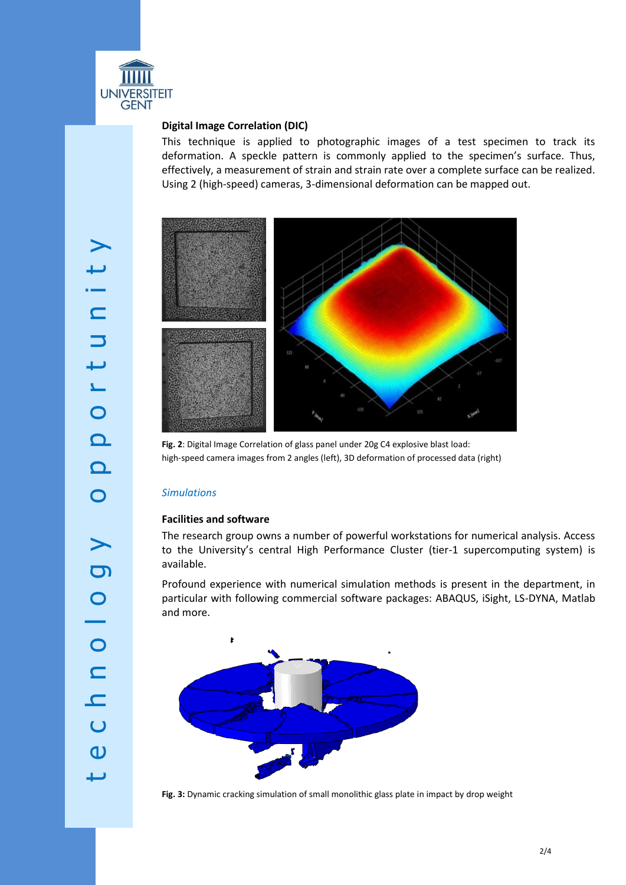**Digital Image Correlation (DIC)**

This technique is applied to photographic images of a test specimen to track its deformation. A speckle pattern is commonly applied to the specimen's surface. Thus, effectively, a measurement of strain and strain rate over a complete surface can be realized. Using 2 (high-speed) cameras, 3-dimensional deformation can be mapped out.

**Fig. 2**: Digital Image Correlation of glass panel under 20g C4 explosive blast load: high-speed camera images from 2 angles (left), 3D deformation of processed data (right)

## *Simulations*

**Facilities and software**

The research group owns a number of powerful workstations for numerical analysis. Access to the University's central High Performance Cluster (tier-1 supercomputing system) is available.

Profound experience with numerical simulation methods is present in the department, in particular with following commercial software packages: ABAQUS, iSight, LS-DYNA, Matlab and more.

**Fig. 3:** Dynamic cracking simulation of small monolithic glass plate in impact by drop weight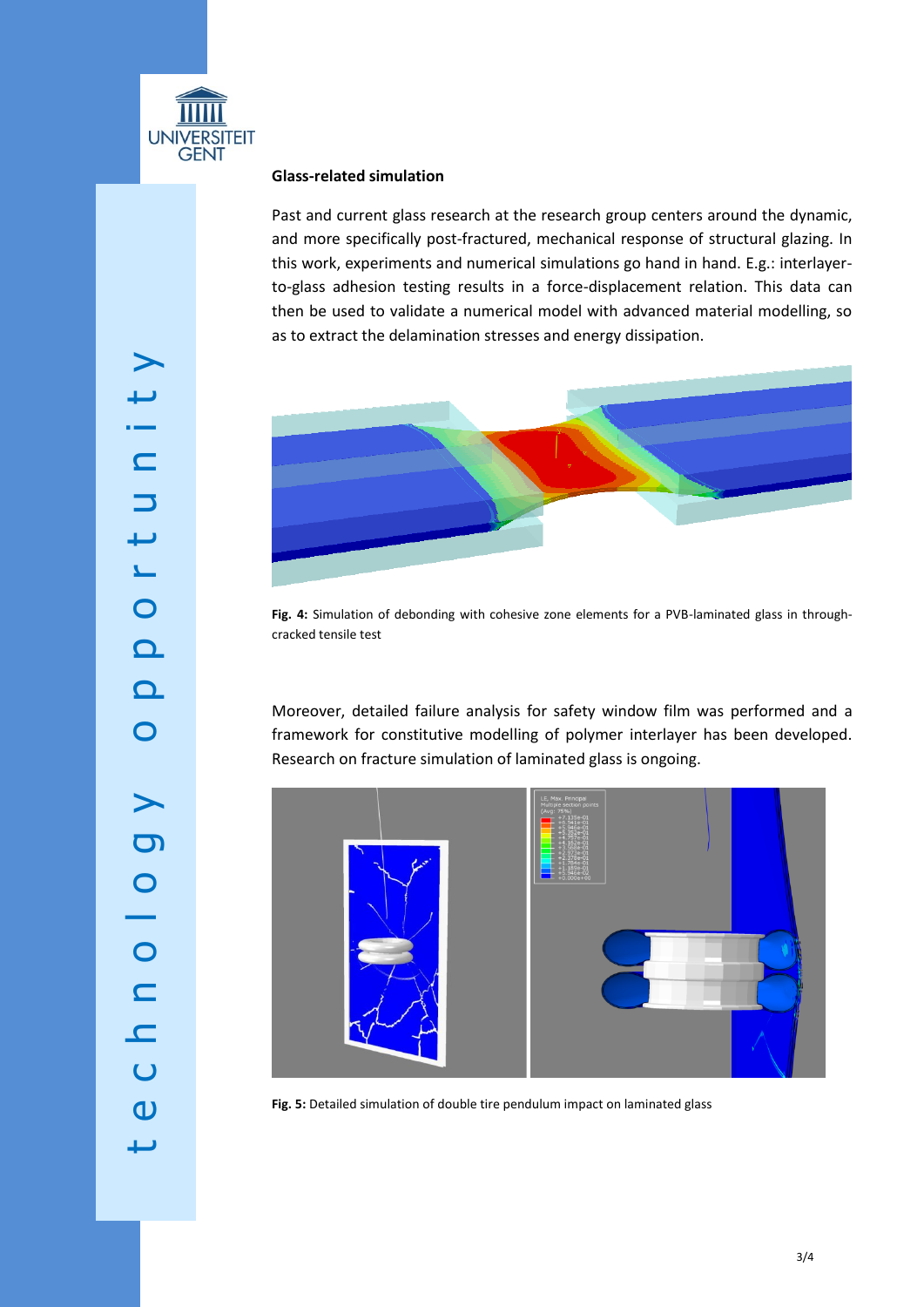### Glass-related simulation

Past and current glass research at the research group centers around the dynamic, and more specifically post-fractured, mechanical response of structural glazing. In this work, experiments and numerical simulations go hand in hand. E.g.: interlayer-to-glass adhesion testing results in a force-displacement relation. This data can then be used to validate a numerical model with advanced material modelling, so as to extract the delamination stresses and energy dissipation.

**Fig. 4:** Simulation of debonding with cohesive zone elements for a PVB-laminated glass in through-cracked tensile test

Moreover, detailed failure analysis for safety window film was performed and a framework for constitutive modelling of polymer interlayer has been developed. Research on fracture simulation of laminated glass is ongoing.

**Fig. 5:** Detailed simulation of double tire pendulum impact on laminated glass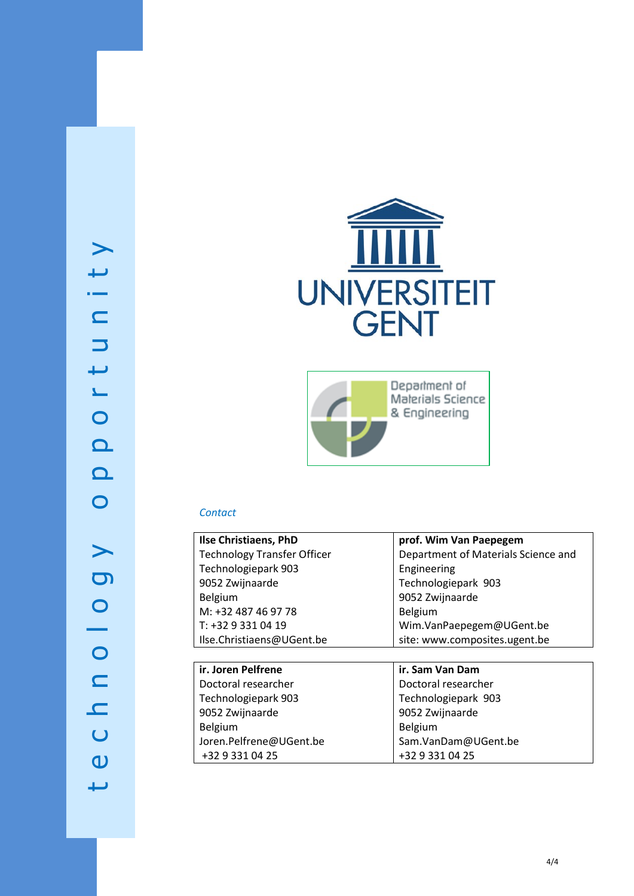*Contact*

| | |
|---|---|
| **Ilse Christiaens, PhD**<br>Technology Transfer Officer<br>Technologiepark 903<br>9052 Zwijnaarde<br>Belgium<br>M: +32 487 46 97 78<br>T: +32 9 331 04 19<br>Ilse.Christiaens@UGent.be | **prof. Wim Van Paepegem**<br>Department of Materials Science and Engineering<br>Technologiepark 903<br>9052 Zwijnaarde<br>Belgium<br>Wim.VanPaepegem@UGent.be<br>site: www.composites.ugent.be |

| | |
|---|---|
| **ir. Joren Pelfrene**<br>Doctoral researcher<br>Technologiepark 903<br>9052 Zwijnaarde<br>Belgium<br>Joren.Pelfrene@UGent.be<br>+32 9 331 04 25 | **ir. Sam Van Dam**<br>Doctoral researcher<br>Technologiepark 903<br>9052 Zwijnaarde<br>Belgium<br>Sam.VanDam@UGent.be<br>+32 9 331 04 25 |